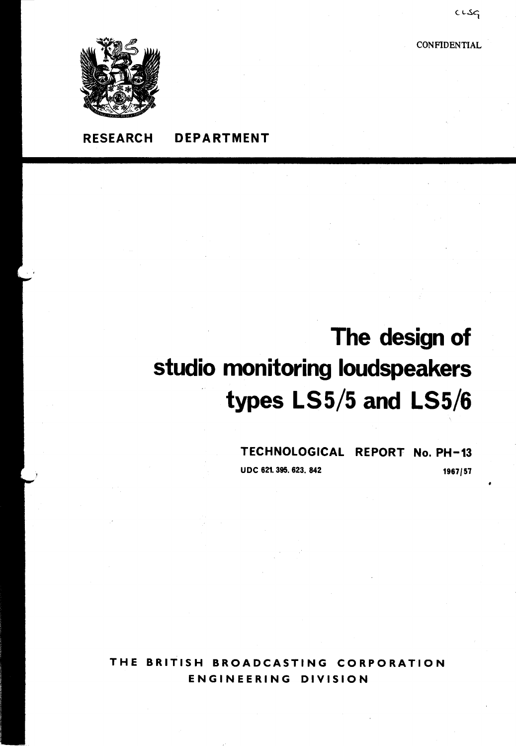CLS9

CONFIDENTIAL

RESEARCH DEPARTMENT

# The design of studio monitoring loudspeakers types LS5/5 and LS5/6

**TECHNOLOGICAL REPORT No. PH-13**

UDC 621.395.623.842

1967/57

THE BRITISH BROADCASTING CORPORATION
ENGINEERING DIVISION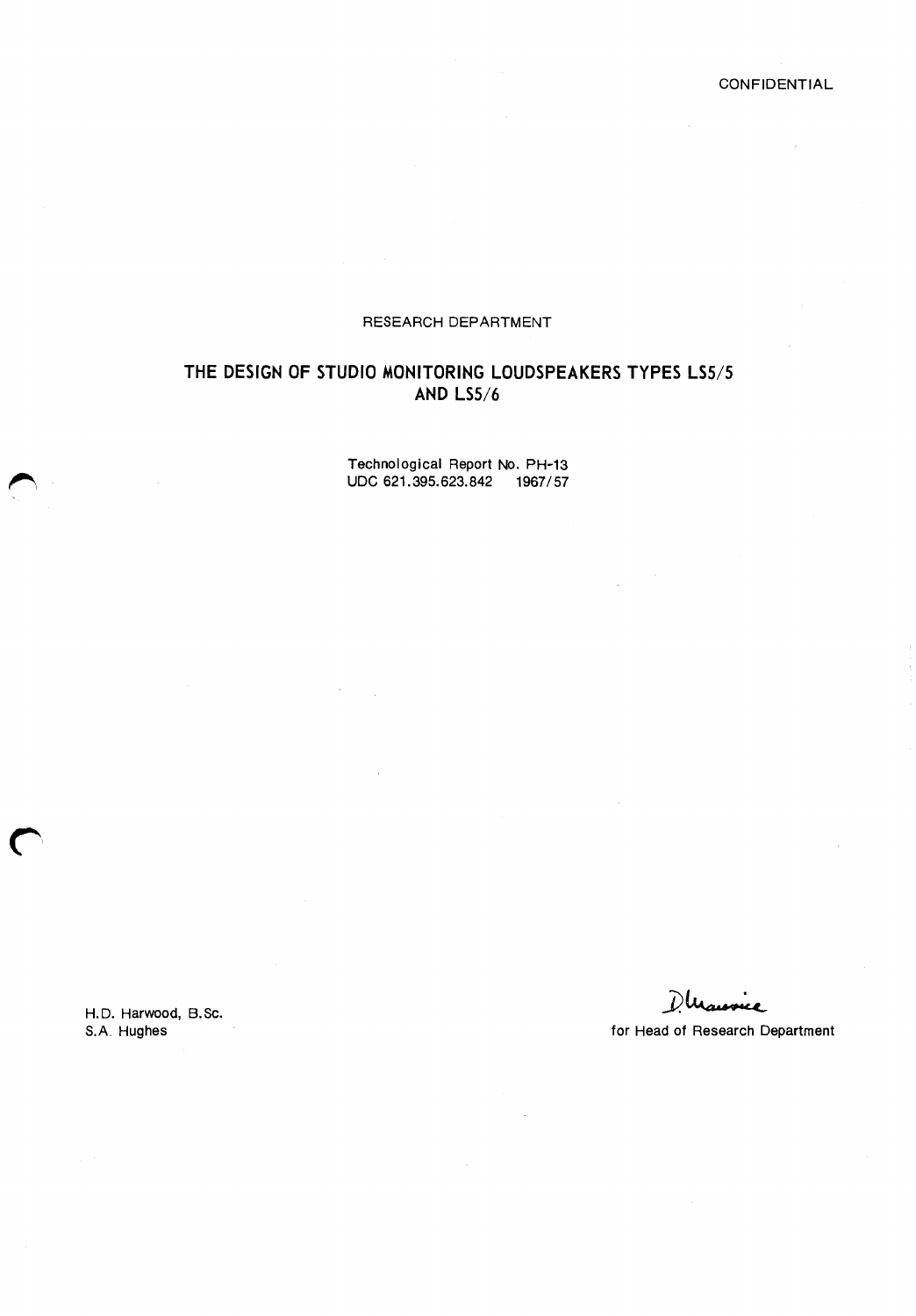CONFIDENTIAL

RESEARCH DEPARTMENT

# THE DESIGN OF STUDIO MONITORING LOUDSPEAKERS TYPES LS5/5 AND LS5/6

Technological Report No. PH-13
UDC 621.395.623.842 1967/57

H.D. Harwood, B.Sc.
S.A. Hughes

D. Maurice
for Head of Research Department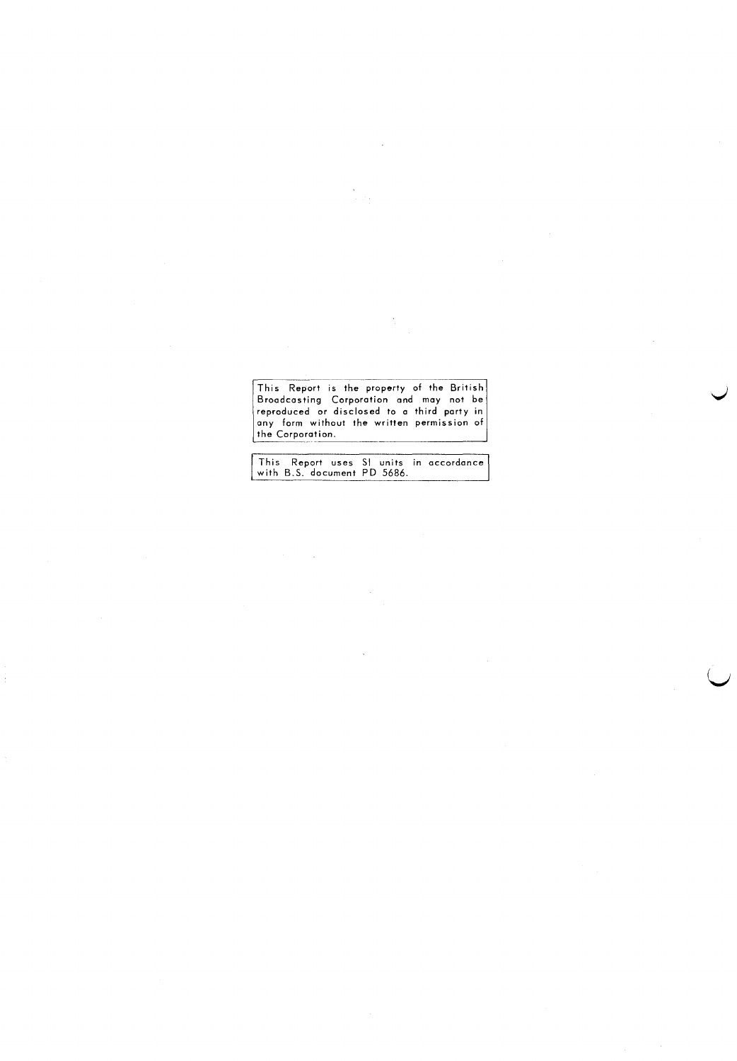This Report is the property of the British Broadcasting Corporation and may not be reproduced or disclosed to a third party in any form without the written permission of the Corporation.

This Report uses SI units in accordance with B.S. document PD 5686.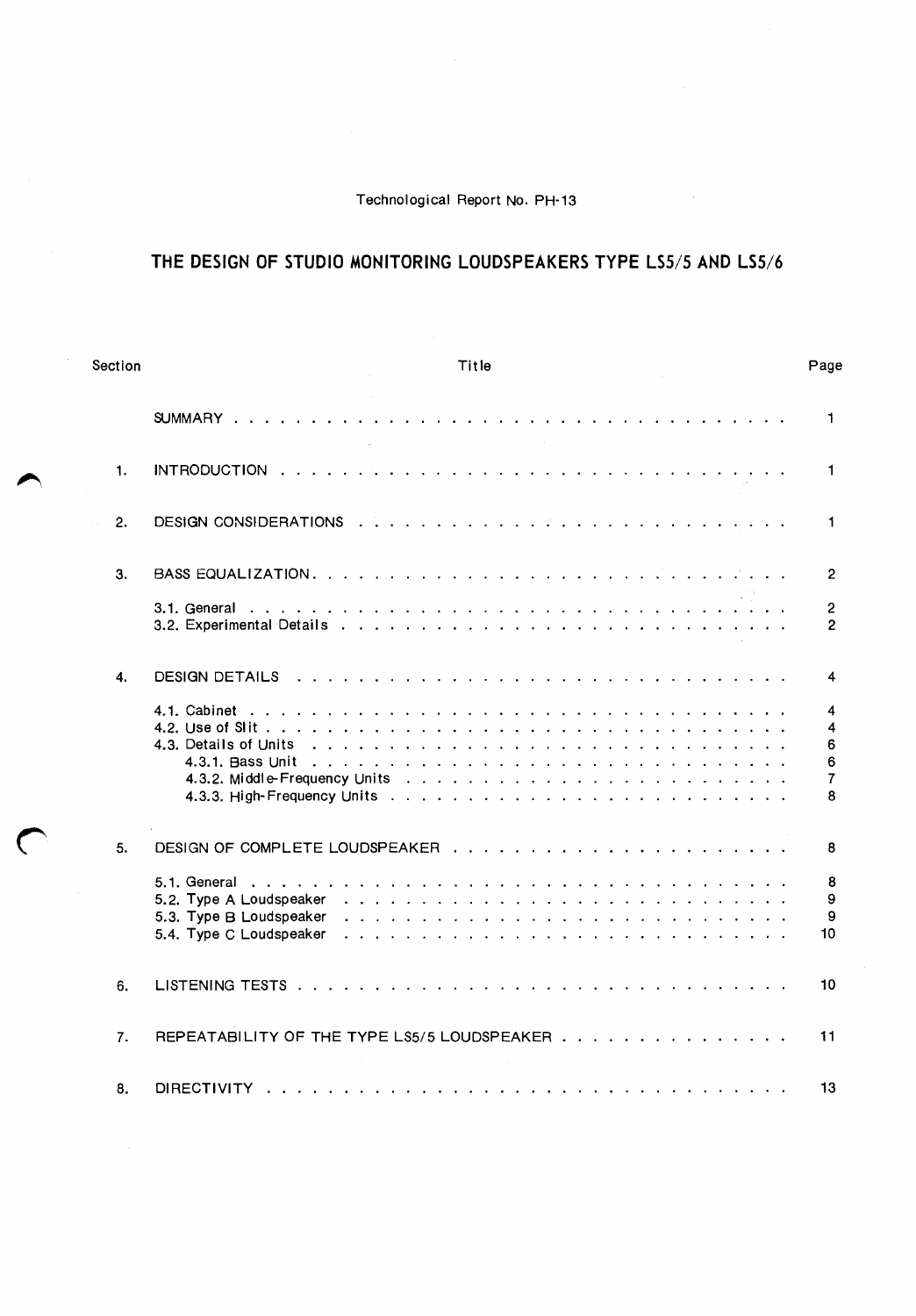Technological Report No. PH-13

# THE DESIGN OF STUDIO MONITORING LOUDSPEAKERS TYPE LS5/5 AND LS5/6

| Section | Title | Page |
| --- | --- | --- |
| | SUMMARY | 1 |
| 1. | INTRODUCTION | 1 |
| 2. | DESIGN CONSIDERATIONS | 1 |
| 3. | BASS EQUALIZATION | 2 |
| | 3.1. General | 2 |
| | 3.2. Experimental Details | 2 |
| 4. | DESIGN DETAILS | 4 |
| | 4.1. Cabinet | 4 |
| | 4.2. Use of Slit | 4 |
| | 4.3. Details of Units | 6 |
| | 4.3.1. Bass Unit | 6 |
| | 4.3.2. Middle-Frequency Units | 7 |
| | 4.3.3. High-Frequency Units | 8 |
| 5. | DESIGN OF COMPLETE LOUDSPEAKER | 8 |
| | 5.1. General | 8 |
| | 5.2. Type A Loudspeaker | 9 |
| | 5.3. Type B Loudspeaker | 9 |
| | 5.4. Type C Loudspeaker | 10 |
| 6. | LISTENING TESTS | 10 |
| 7. | REPEATABILITY OF THE TYPE LS5/5 LOUDSPEAKER | 11 |
| 8. | DIRECTIVITY | 13 |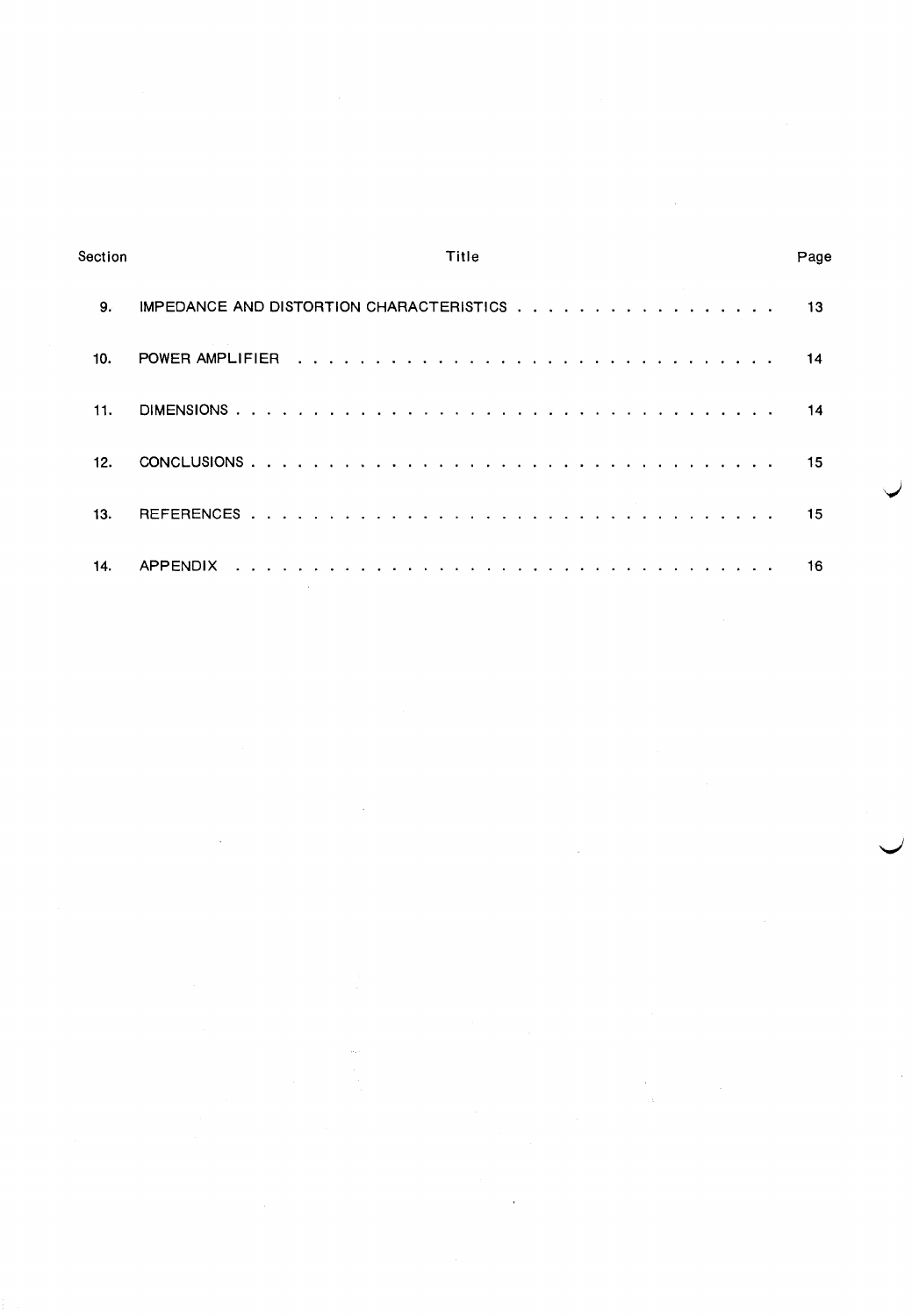| Section | Title | Page |
| --- | --- | --- |
| 9. | IMPEDANCE AND DISTORTION CHARACTERISTICS | 13 |
| 10. | POWER AMPLIFIER | 14 |
| 11. | DIMENSIONS | 14 |
| 12. | CONCLUSIONS | 15 |
| 13. | REFERENCES | 15 |
| 14. | APPENDIX | 16 |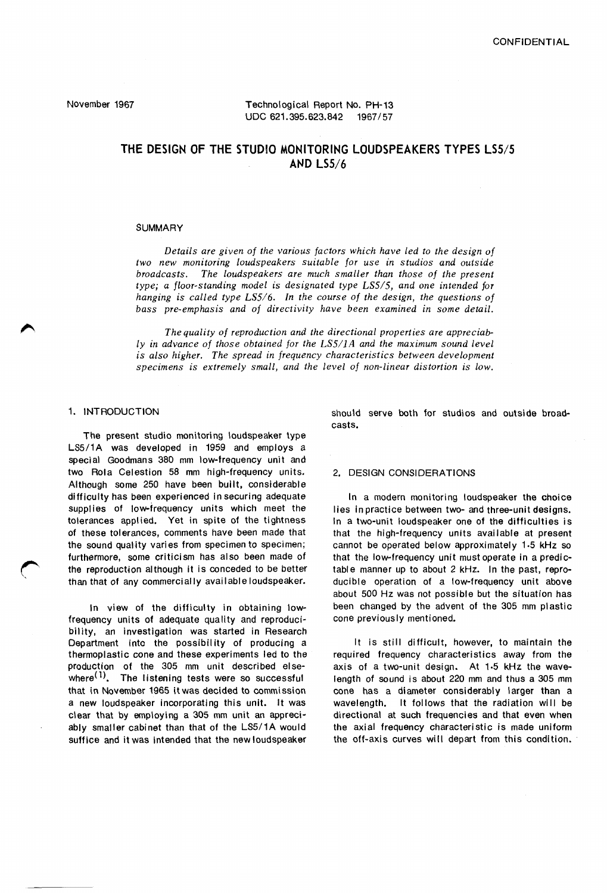November 1967

Technological Report No. PH-13
UDC 621.395.623.842 1967/57

# THE DESIGN OF THE STUDIO MONITORING LOUDSPEAKERS TYPES LS5/5 AND LS5/6

## SUMMARY

*Details are given of the various factors which have led to the design of two new monitoring loudspeakers suitable for use in studios and outside broadcasts. The loudspeakers are much smaller than those of the present type; a floor-standing model is designated type LS5/5, and one intended for hanging is called type LS5/6. In the course of the design, the questions of bass pre-emphasis and of directivity have been examined in some detail.*

*The quality of reproduction and the directional properties are appreciably in advance of those obtained for the LS5/1A and the maximum sound level is also higher. The spread in frequency characteristics between development specimens is extremely small, and the level of non-linear distortion is low.*

## 1. INTRODUCTION

The present studio monitoring loudspeaker type LS5/1A was developed in 1959 and employs a special Goodmans 380 mm low-frequency unit and two Rola Celestion 58 mm high-frequency units. Although some 250 have been built, considerable difficulty has been experienced in securing adequate supplies of low-frequency units which meet the tolerances applied. Yet in spite of the tightness of these tolerances, comments have been made that the sound quality varies from specimen to specimen; furthermore, some criticism has also been made of the reproduction although it is conceded to be better than that of any commercially available loudspeaker.

In view of the difficulty in obtaining low-frequency units of adequate quality and reproducibility, an investigation was started in Research Department into the possibility of producing a thermoplastic cone and these experiments led to the production of the 305 mm unit described elsewhere[1]. The listening tests were so successful that in November 1965 it was decided to commission a new loudspeaker incorporating this unit. It was clear that by employing a 305 mm unit an appreciably smaller cabinet than that of the LS5/1A would suffice and it was intended that the new loudspeaker should serve both for studios and outside broadcasts.

## 2. DESIGN CONSIDERATIONS

In a modern monitoring loudspeaker the choice lies in practice between two- and three-unit designs. In a two-unit loudspeaker one of the difficulties is that the high-frequency units available at present cannot be operated below approximately 1·5 kHz so that the low-frequency unit must operate in a predictable manner up to about 2 kHz. In the past, reproducible operation of a low-frequency unit above about 500 Hz was not possible but the situation has been changed by the advent of the 305 mm plastic cone previously mentioned.

It is still difficult, however, to maintain the required frequency characteristics away from the axis of a two-unit design. At 1·5 kHz the wavelength of sound is about 220 mm and thus a 305 mm cone has a diameter considerably larger than a wavelength. It follows that the radiation will be directional at such frequencies and that even when the axial frequency characteristic is made uniform the off-axis curves will depart from this condition.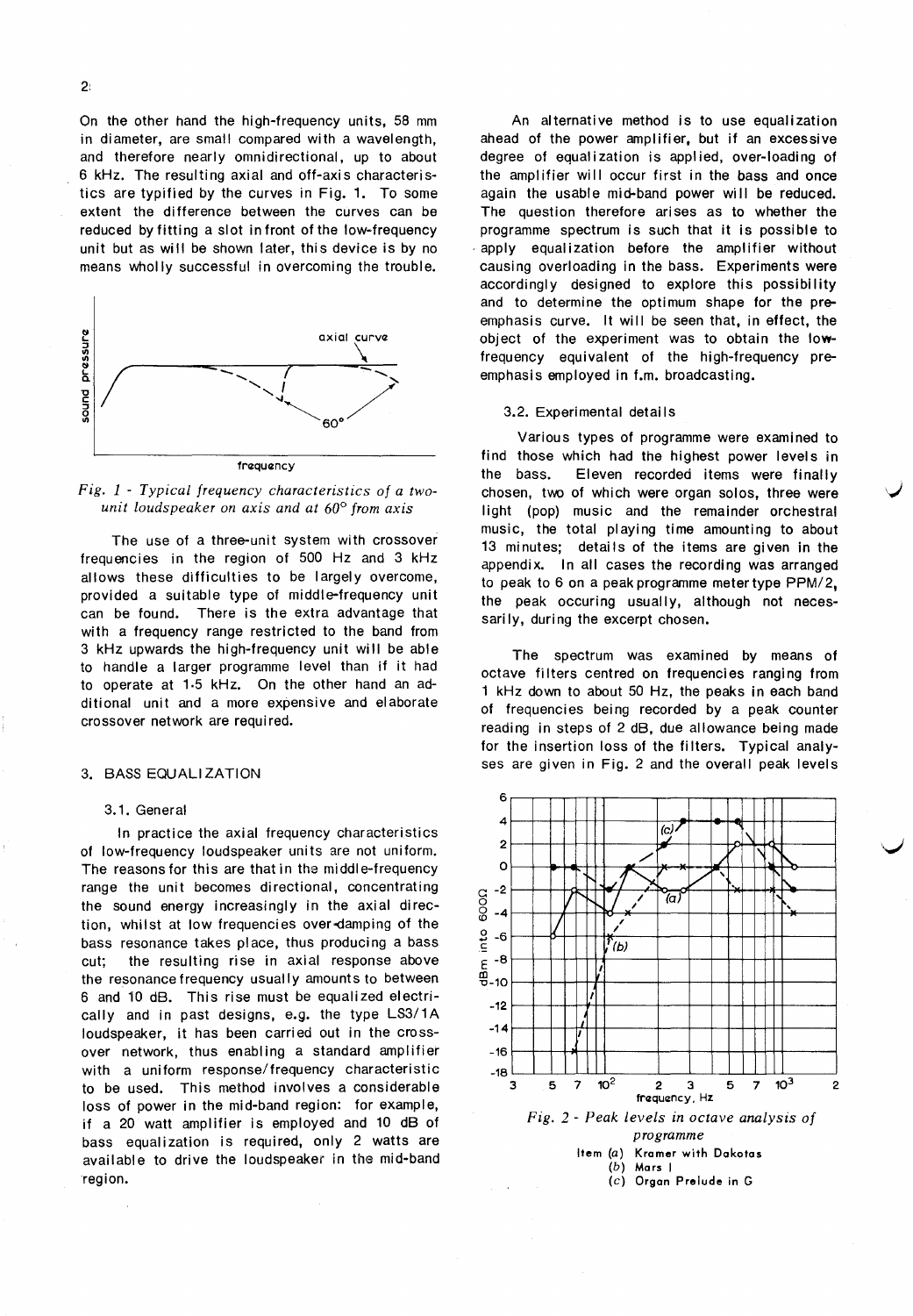On the other hand the high-frequency units, 58 mm in diameter, are small compared with a wavelength, and therefore nearly omnidirectional, up to about 6 kHz. The resulting axial and off-axis characteristics are typified by the curves in Fig. 1. To some extent the difference between the curves can be reduced by fitting a slot in front of the low-frequency unit but as will be shown later, this device is by no means wholly successful in overcoming the trouble.

*Fig. 1 - Typical frequency characteristics of a two-unit loudspeaker on axis and at 60° from axis*

The use of a three-unit system with crossover frequencies in the region of 500 Hz and 3 kHz allows these difficulties to be largely overcome, provided a suitable type of middle-frequency unit can be found. There is the extra advantage that with a frequency range restricted to the band from 3 kHz upwards the high-frequency unit will be able to handle a larger programme level than if it had to operate at 1·5 kHz. On the other hand an additional unit and a more expensive and elaborate crossover network are required.

## 3. BASS EQUALIZATION

### 3.1. General

In practice the axial frequency characteristics of low-frequency loudspeaker units are not uniform. The reasons for this are that in the middle-frequency range the unit becomes directional, concentrating the sound energy increasingly in the axial direction, whilst at low frequencies over-damping of the bass resonance takes place, thus producing a bass cut; the resulting rise in axial response above the resonance frequency usually amounts to between 6 and 10 dB. This rise must be equalized electrically and in past designs, e.g. the type LS3/1A loudspeaker, it has been carried out in the crossover network, thus enabling a standard amplifier with a uniform response/frequency characteristic to be used. This method involves a considerable loss of power in the mid-band region: for example, if a 20 watt amplifier is employed and 10 dB of bass equalization is required, only 2 watts are available to drive the loudspeaker in the mid-band region.

An alternative method is to use equalization ahead of the power amplifier, but if an excessive degree of equalization is applied, over-loading of the amplifier will occur first in the bass and once again the usable mid-band power will be reduced. The question therefore arises as to whether the programme spectrum is such that it is possible to apply equalization before the amplifier without causing overloading in the bass. Experiments were accordingly designed to explore this possibility and to determine the optimum shape for the pre-emphasis curve. It will be seen that, in effect, the object of the experiment was to obtain the low-frequency equivalent of the high-frequency pre-emphasis employed in f.m. broadcasting.

### 3.2. Experimental details

Various types of programme were examined to find those which had the highest power levels in the bass. Eleven recorded items were finally chosen, two of which were organ solos, three were light (pop) music and the remainder orchestral music, the total playing time amounting to about 13 minutes; details of the items are given in the appendix. In all cases the recording was arranged to peak to 6 on a peak programme meter type PPM/2, the peak occuring usually, although not necessarily, during the excerpt chosen.

The spectrum was examined by means of octave filters centred on frequencies ranging from 1 kHz down to about 50 Hz, the peaks in each band of frequencies being recorded by a peak counter reading in steps of 2 dB, due allowance being made for the insertion loss of the filters. Typical analyses are given in Fig. 2 and the overall peak levels

*Fig. 2 - Peak levels in octave analysis of programme*

Item (*a*) Kramer with Dakotas
(*b*) Mars I
(*c*) Organ Prelude in G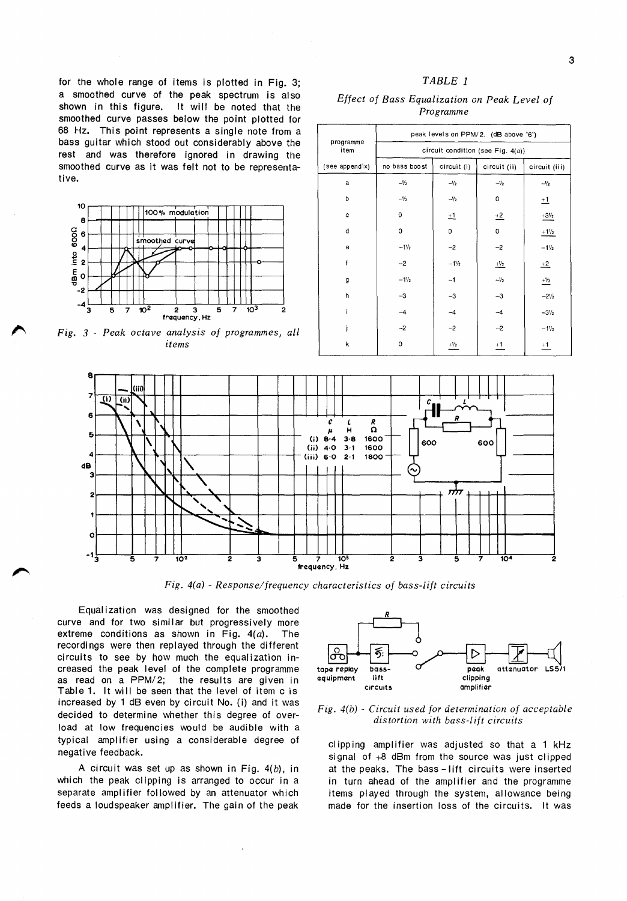for the whole range of items is plotted in Fig. 3; a smoothed curve of the peak spectrum is also shown in this figure. It will be noted that the smoothed curve passes below the point plotted for 68 Hz. This point represents a single note from a bass guitar which stood out considerably above the rest and was therefore ignored in drawing the smoothed curve as it was felt not to be representative.

*Fig. 3 - Peak octave analysis of programmes, all items*

*TABLE 1*

*Effect of Bass Equalization on Peak Level of Programme*

| programme item (see appendix) | peak levels on PPM/2. (dB above '6') circuit condition (see Fig. 4(a)) | | | |
|---|---|---|---|---|
| | no bass boost | circuit (i) | circuit (ii) | circuit (iii) |
| a | −½ | −½ | −½ | −½ |
| b | −½ | −½ | 0 | +1 |
| c | 0 | +1 | +2 | +3½ |
| d | 0 | 0 | 0 | +1½ |
| e | −1½ | −2 | −2 | −1½ |
| f | −2 | −1½ | +½ | +2 |
| g | −1½ | −1 | −½ | +½ |
| h | −3 | −3 | −3 | −2½ |
| i | −4 | −4 | −4 | −3½ |
| j | −2 | −2 | −2 | −1½ |
| k | 0 | +½ | +1 | +1 |

*Fig. 4(a) - Response/frequency characteristics of bass-lift circuits*

Equalization was designed for the smoothed curve and for two similar but progressively more extreme conditions as shown in Fig. 4(*a*). The recordings were then replayed through the different circuits to see by how much the equalization increased the peak level of the complete programme as read on a PPM/2; the results are given in Table 1. It will be seen that the level of item c is increased by 1 dB even by circuit No. (i) and it was decided to determine whether this degree of overload at low frequencies would be audible with a typical amplifier using a considerable degree of negative feedback.

A circuit was set up as shown in Fig. 4(*b*), in which the peak clipping is arranged to occur in a separate amplifier followed by an attenuator which feeds a loudspeaker amplifier. The gain of the peak clipping amplifier was adjusted so that a 1 kHz signal of +8 dBm from the source was just clipped at the peaks. The bass-lift circuits were inserted in turn ahead of the amplifier and the programme items played through the system, allowance being made for the insertion loss of the circuits. It was

*Fig. 4(b) - Circuit used for determination of acceptable distortion with bass-lift circuits*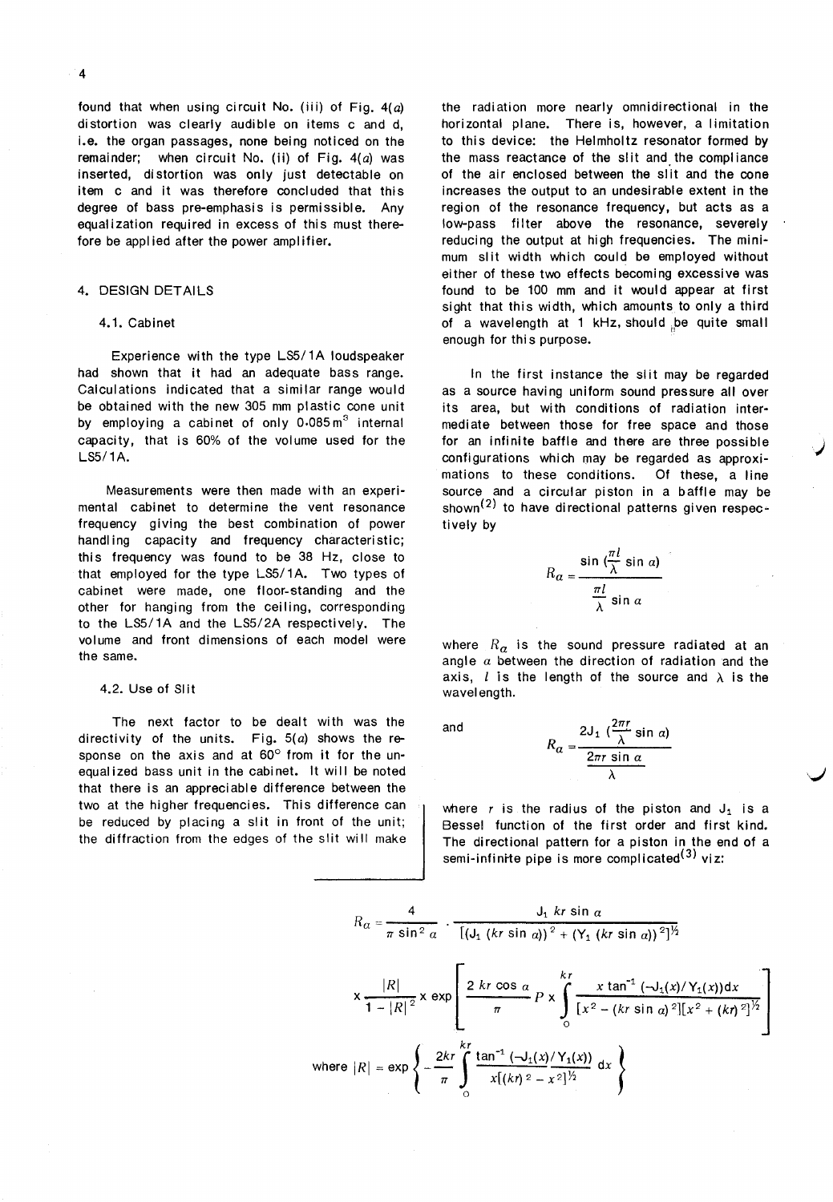found that when using circuit No. (iii) of Fig. 4(*a*) distortion was clearly audible on items c and d, i.e. the organ passages, none being noticed on the remainder; when circuit No. (ii) of Fig. 4(*a*) was inserted, distortion was only just detectable on item c and it was therefore concluded that this degree of bass pre-emphasis is permissible. Any equalization required in excess of this must therefore be applied after the power amplifier.

## 4. DESIGN DETAILS

### 4.1. Cabinet

Experience with the type LS5/1A loudspeaker had shown that it had an adequate bass range. Calculations indicated that a similar range would be obtained with the new 305 mm plastic cone unit by employing a cabinet of only $0{\cdot}085\,\text{m}^3$ internal capacity, that is 60% of the volume used for the LS5/1A.

Measurements were then made with an experimental cabinet to determine the vent resonance frequency giving the best combination of power handling capacity and frequency characteristic; this frequency was found to be 38 Hz, close to that employed for the type LS5/1A. Two types of cabinet were made, one floor-standing and the other for hanging from the ceiling, corresponding to the LS5/1A and the LS5/2A respectively. The volume and front dimensions of each model were the same.

### 4.2. Use of Slit

The next factor to be dealt with was the directivity of the units. Fig. 5(*a*) shows the response on the axis and at 60° from it for the unequalized bass unit in the cabinet. It will be noted that there is an appreciable difference between the two at the higher frequencies. This difference can be reduced by placing a slit in front of the unit; the diffraction from the edges of the slit will make the radiation more nearly omnidirectional in the horizontal plane. There is, however, a limitation to this device: the Helmholtz resonator formed by the mass reactance of the slit and the compliance of the air enclosed between the slit and the cone increases the output to an undesirable extent in the region of the resonance frequency, but acts as a low-pass filter above the resonance, severely reducing the output at high frequencies. The minimum slit width which could be employed without either of these two effects becoming excessive was found to be 100 mm and it would appear at first sight that this width, which amounts to only a third of a wavelength at 1 kHz, should be quite small enough for this purpose.

In the first instance the slit may be regarded as a source having uniform sound pressure all over its area, but with conditions of radiation intermediate between those for free space and those for an infinite baffle and there are three possible configurations which may be regarded as approximations to these conditions. Of these, a line source and a circular piston in a baffle may be shown[2] to have directional patterns given respectively by

$$R_\alpha = \frac{\sin\left(\frac{\pi l}{\lambda}\sin\alpha\right)}{\frac{\pi l}{\lambda}\sin\alpha}$$

where $R_\alpha$ is the sound pressure radiated at an angle $\alpha$ between the direction of radiation and the axis, $l$ is the length of the source and $\lambda$ is the wavelength.

and

$$R_\alpha = \frac{2J_1\left(\frac{2\pi r}{\lambda}\sin\alpha\right)}{\frac{2\pi r\sin\alpha}{\lambda}}$$

where $r$ is the radius of the piston and $J_1$ is a Bessel function of the first order and first kind. The directional pattern for a piston in the end of a semi-infinite pipe is more complicated[3] viz:

$$R_\alpha = \frac{4}{\pi\sin^2\alpha}\cdot\frac{J_1\,kr\sin\alpha}{\left[(J_1\,(kr\sin\alpha))^2 + (Y_1\,(kr\sin\alpha))^2\right]^{1/2}}$$

$$\times\frac{|R|}{1-|R|^2}\times\exp\left[\frac{2\,kr\cos\alpha}{\pi}\,P\times\int_0^{kr}\frac{x\tan^{-1}(-J_1(x)/Y_1(x))\,dx}{[x^2-(kr\sin\alpha)^2][x^2+(kr)^2]^{1/2}}\right]$$

$$\text{where } |R| = \exp\left\{-\frac{2kr}{\pi}\int_0^{kr}\frac{\tan^{-1}(-J_1(x)/Y_1(x))}{x[(kr)^2-x^2]^{1/2}}\,dx\right\}$$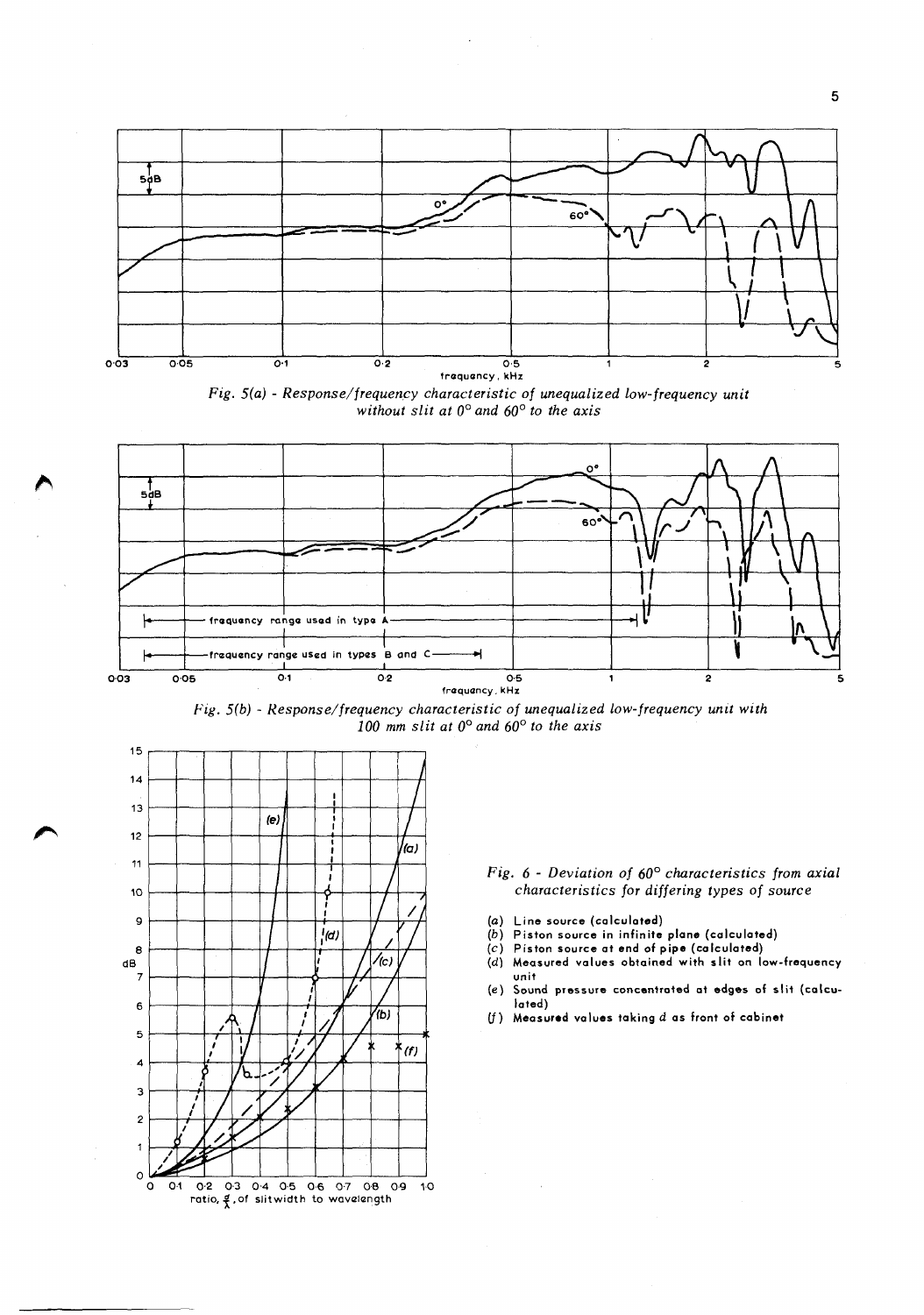*Fig. 5(a) - Response/frequency characteristic of unequalized low-frequency unit without slit at 0° and 60° to the axis*

*Fig. 5(b) - Response/frequency characteristic of unequalized low-frequency unit with 100 mm slit at 0° and 60° to the axis*

*Fig. 6 - Deviation of 60° characteristics from axial characteristics for differing types of source*

(a) Line source (calculated)
(b) Piston source in infinite plane (calculated)
(c) Piston source at end of pipe (calculated)
(d) Measured values obtained with slit on low-frequency unit
(e) Sound pressure concentrated at edges of slit (calculated)
(f) Measured values taking $d$ as front of cabinet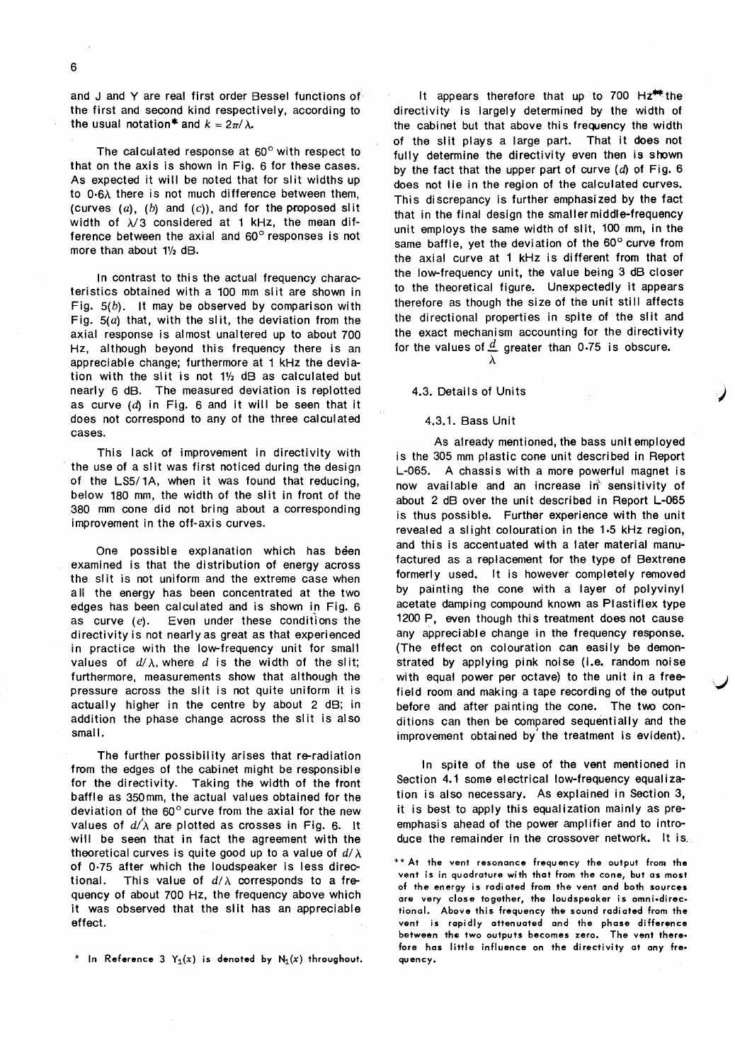and J and Y are real first order Bessel functions of the first and second kind respectively, according to the usual notation* and $k = 2\pi/\lambda$.

The calculated response at 60° with respect to that on the axis is shown in Fig. 6 for these cases. As expected it will be noted that for slit widths up to $0{\cdot}6\lambda$ there is not much difference between them, (curves (*a*), (*b*) and (*c*)), and for the proposed slit width of $\lambda/3$ considered at 1 kHz, the mean difference between the axial and 60° responses is not more than about 1½ dB.

In contrast to this the actual frequency characteristics obtained with a 100 mm slit are shown in Fig. 5(*b*). It may be observed by comparison with Fig. 5(*a*) that, with the slit, the deviation from the axial response is almost unaltered up to about 700 Hz, although beyond this frequency there is an appreciable change; furthermore at 1 kHz the deviation with the slit is not 1½ dB as calculated but nearly 6 dB. The measured deviation is replotted as curve (*d*) in Fig. 6 and it will be seen that it does not correspond to any of the three calculated cases.

This lack of improvement in directivity with the use of a slit was first noticed during the design of the LS5/1A, when it was found that reducing, below 180 mm, the width of the slit in front of the 380 mm cone did not bring about a corresponding improvement in the off-axis curves.

One possible explanation which has been examined is that the distribution of energy across the slit is not uniform and the extreme case when all the energy has been concentrated at the two edges has been calculated and is shown in Fig. 6 as curve (*e*). Even under these conditions the directivity is not nearly as great as that experienced in practice with the low-frequency unit for small values of $d/\lambda$, where $d$ is the width of the slit; furthermore, measurements show that although the pressure across the slit is not quite uniform it is actually higher in the centre by about 2 dB; in addition the phase change across the slit is also small.

The further possibility arises that re-radiation from the edges of the cabinet might be responsible for the directivity. Taking the width of the front baffle as 350 mm, the actual values obtained for the deviation of the 60° curve from the axial for the new values of $d/\lambda$ are plotted as crosses in Fig. 6. It will be seen that in fact the agreement with the theoretical curves is quite good up to a value of $d/\lambda$ of 0·75 after which the loudspeaker is less directional. This value of $d/\lambda$ corresponds to a frequency of about 700 Hz, the frequency above which it was observed that the slit has an appreciable effect.

\* In Reference 3 $Y_1(x)$ is denoted by $N_1(x)$ throughout.

It appears therefore that up to 700 Hz** the directivity is largely determined by the width of the cabinet but that above this frequency the width of the slit plays a large part. That it does not fully determine the directivity even then is shown by the fact that the upper part of curve (*d*) of Fig. 6 does not lie in the region of the calculated curves. This discrepancy is further emphasized by the fact that in the final design the smaller middle-frequency unit employs the same width of slit, 100 mm, in the same baffle, yet the deviation of the 60° curve from the axial curve at 1 kHz is different from that of the low-frequency unit, the value being 3 dB closer to the theoretical figure. Unexpectedly it appears therefore as though the size of the unit still affects the directional properties in spite of the slit and the exact mechanism accounting for the directivity for the values of $\frac{d}{\lambda}$ greater than 0·75 is obscure.

### 4.3. Details of Units

#### 4.3.1. Bass Unit

As already mentioned, the bass unit employed is the 305 mm plastic cone unit described in Report L-065. A chassis with a more powerful magnet is now available and an increase in sensitivity of about 2 dB over the unit described in Report L-065 is thus possible. Further experience with the unit revealed a slight colouration in the 1·5 kHz region, and this is accentuated with a later material manufactured as a replacement for the type of Bextrene formerly used. It is however completely removed by painting the cone with a layer of polyvinyl acetate damping compound known as Plastiflex type 1200 P, even though this treatment does not cause any appreciable change in the frequency response. (The effect on colouration can easily be demonstrated by applying pink noise (i.e. random noise with equal power per octave) to the unit in a free-field room and making a tape recording of the output before and after painting the cone. The two conditions can then be compared sequentially and the improvement obtained by the treatment is evident).

In spite of the use of the vent mentioned in Section 4.1 some electrical low-frequency equalization is also necessary. As explained in Section 3, it is best to apply this equalization mainly as pre-emphasis ahead of the power amplifier and to introduce the remainder in the crossover network. It is

\*\* At the vent resonance frequency the output from the vent is in quadrature with that from the cone, but as most of the energy is radiated from the vent and both sources are very close together, the loudspeaker is omni-directional. Above this frequency the sound radiated from the vent is rapidly attenuated and the phase difference between the two outputs becomes zero. The vent therefore has little influence on the directivity at any frequency.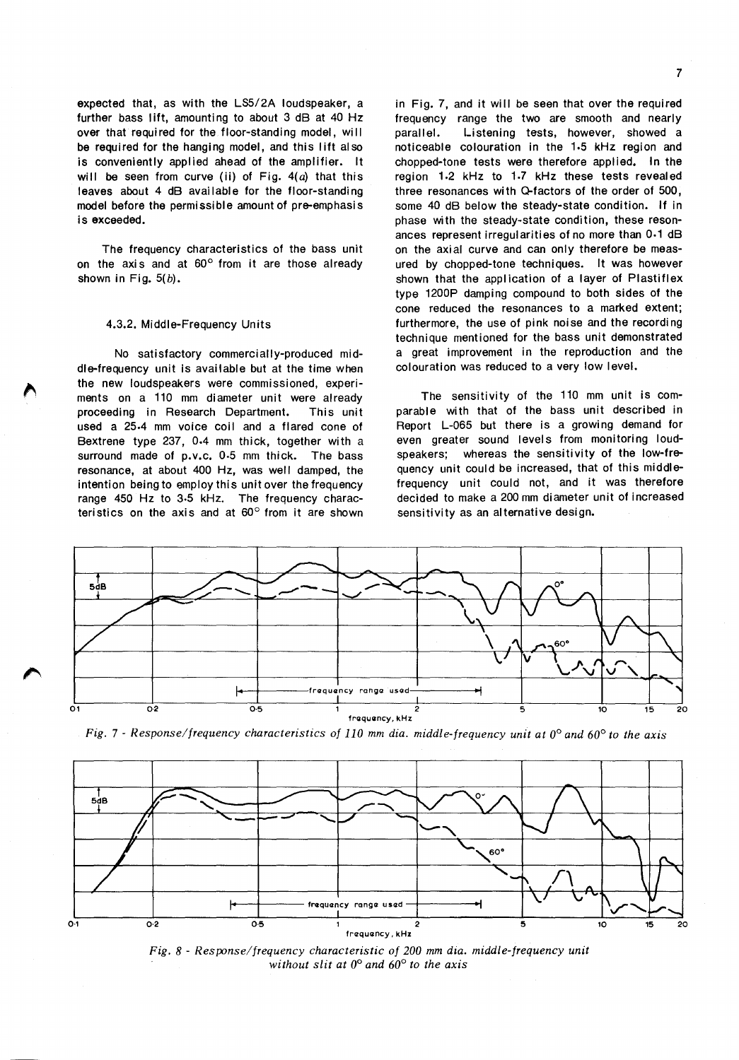expected that, as with the LS5/2A loudspeaker, a further bass lift, amounting to about 3 dB at 40 Hz over that required for the floor-standing model, will be required for the hanging model, and this lift also is conveniently applied ahead of the amplifier. It will be seen from curve (ii) of Fig. 4(*a*) that this leaves about 4 dB available for the floor-standing model before the permissible amount of pre-emphasis is exceeded.

The frequency characteristics of the bass unit on the axis and at 60° from it are those already shown in Fig. 5(*b*).

#### 4.3.2. Middle-Frequency Units

No satisfactory commercially-produced middle-frequency unit is available but at the time when the new loudspeakers were commissioned, experiments on a 110 mm diameter unit were already proceeding in Research Department. This unit used a 25·4 mm voice coil and a flared cone of Bextrene type 237, 0·4 mm thick, together with a surround made of p.v.c. 0·5 mm thick. The bass resonance, at about 400 Hz, was well damped, the intention being to employ this unit over the frequency range 450 Hz to 3·5 kHz. The frequency characteristics on the axis and at 60° from it are shown in Fig. 7, and it will be seen that over the required frequency range the two are smooth and nearly parallel. Listening tests, however, showed a noticeable colouration in the 1·5 kHz region and chopped-tone tests were therefore applied. In the region 1·2 kHz to 1·7 kHz these tests revealed three resonances with Q-factors of the order of 500, some 40 dB below the steady-state condition. If in phase with the steady-state condition, these resonances represent irregularities of no more than 0·1 dB on the axial curve and can only therefore be measured by chopped-tone techniques. It was however shown that the application of a layer of Plastiflex type 1200P damping compound to both sides of the cone reduced the resonances to a marked extent; furthermore, the use of pink noise and the recording technique mentioned for the bass unit demonstrated a great improvement in the reproduction and the colouration was reduced to a very low level.

The sensitivity of the 110 mm unit is comparable with that of the bass unit described in Report L-065 but there is a growing demand for even greater sound levels from monitoring loudspeakers; whereas the sensitivity of the low-frequency unit could be increased, that of this middle-frequency unit could not, and it was therefore decided to make a 200 mm diameter unit of increased sensitivity as an alternative design.

*Fig. 7 - Response/frequency characteristics of 110 mm dia. middle-frequency unit at 0° and 60° to the axis*

*Fig. 8 - Response/frequency characteristic of 200 mm dia. middle-frequency unit without slit at 0° and 60° to the axis*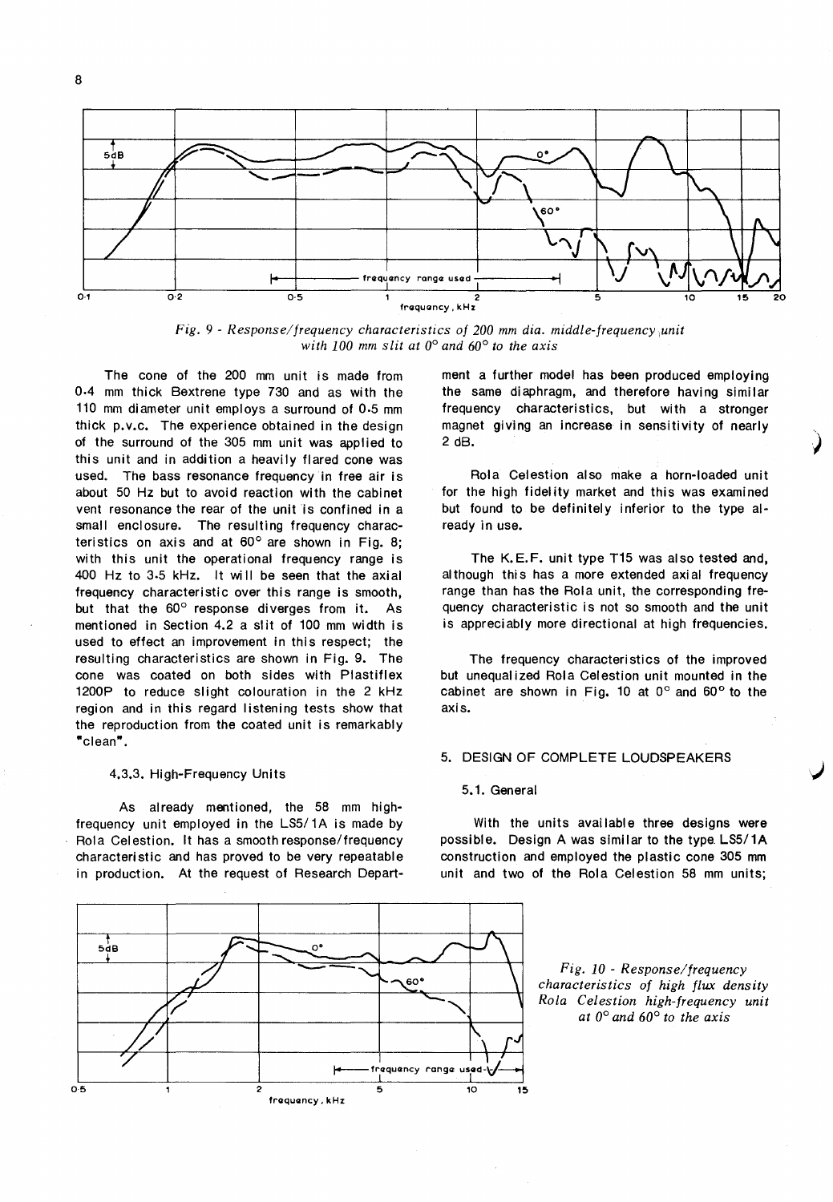*Fig. 9 - Response/frequency characteristics of 200 mm dia. middle-frequency unit with 100 mm slit at 0° and 60° to the axis*

The cone of the 200 mm unit is made from 0·4 mm thick Bextrene type 730 and as with the 110 mm diameter unit employs a surround of 0·5 mm thick p.v.c. The experience obtained in the design of the surround of the 305 mm unit was applied to this unit and in addition a heavily flared cone was used. The bass resonance frequency in free air is about 50 Hz but to avoid reaction with the cabinet vent resonance the rear of the unit is confined in a small enclosure. The resulting frequency characteristics on axis and at 60° are shown in Fig. 8; with this unit the operational frequency range is 400 Hz to 3·5 kHz. It will be seen that the axial frequency characteristic over this range is smooth, but that the 60° response diverges from it. As mentioned in Section 4.2 a slit of 100 mm width is used to effect an improvement in this respect; the resulting characteristics are shown in Fig. 9. The cone was coated on both sides with Plastiflex 1200P to reduce slight colouration in the 2 kHz region and in this regard listening tests show that the reproduction from the coated unit is remarkably "clean".

### 4.3.3. High-Frequency Units

As already mentioned, the 58 mm high-frequency unit employed in the LS5/1A is made by Rola Celestion. It has a smooth response/frequency characteristic and has proved to be very repeatable in production. At the request of Research Department a further model has been produced employing the same diaphragm, and therefore having similar frequency characteristics, but with a stronger magnet giving an increase in sensitivity of nearly 2 dB.

Rola Celestion also make a horn-loaded unit for the high fidelity market and this was examined but found to be definitely inferior to the type already in use.

The K.E.F. unit type T15 was also tested and, although this has a more extended axial frequency range than has the Rola unit, the corresponding frequency characteristic is not so smooth and the unit is appreciably more directional at high frequencies.

The frequency characteristics of the improved but unequalized Rola Celestion unit mounted in the cabinet are shown in Fig. 10 at 0° and 60° to the axis.

## 5. DESIGN OF COMPLETE LOUDSPEAKERS

### 5.1. General

With the units available three designs were possible. Design A was similar to the type LS5/1A construction and employed the plastic cone 305 mm unit and two of the Rola Celestion 58 mm units;

*Fig. 10 - Response/frequency characteristics of high flux density Rola Celestion high-frequency unit at 0° and 60° to the axis*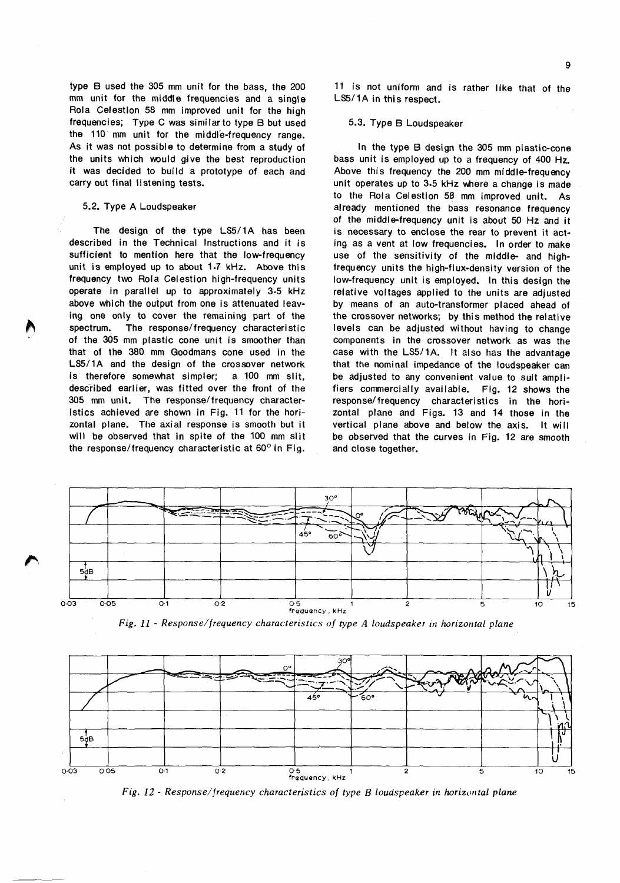type B used the 305 mm unit for the bass, the 200 mm unit for the middle frequencies and a single Rola Celestion 58 mm improved unit for the high frequencies; Type C was similar to type B but used the 110 mm unit for the middle-frequency range. As it was not possible to determine from a study of the units which would give the best reproduction it was decided to build a prototype of each and carry out final listening tests.

### 5.2. Type A Loudspeaker

The design of the type LS5/1A has been described in the Technical Instructions and it is sufficient to mention here that the low-frequency unit is employed up to about 1.7 kHz. Above this frequency two Rola Celestion high-frequency units operate in parallel up to approximately 3.5 kHz above which the output from one is attenuated leaving one only to cover the remaining part of the spectrum. The response/frequency characteristic of the 305 mm plastic cone unit is smoother than that of the 380 mm Goodmans cone used in the LS5/1A and the design of the crossover network is therefore somewhat simpler; a 100 mm slit, described earlier, was fitted over the front of the 305 mm unit. The response/frequency characteristics achieved are shown in Fig. 11 for the horizontal plane. The axial response is smooth but it will be observed that in spite of the 100 mm slit the response/frequency characteristic at 60° in Fig. 11 is not uniform and is rather like that of the LS5/1A in this respect.

### 5.3. Type B Loudspeaker

In the type B design the 305 mm plastic-cone bass unit is employed up to a frequency of 400 Hz. Above this frequency the 200 mm middle-frequency unit operates up to 3.5 kHz where a change is made to the Rola Celestion 58 mm improved unit. As already mentioned the bass resonance frequency of the middle-frequency unit is about 50 Hz and it is necessary to enclose the rear to prevent it acting as a vent at low frequencies. In order to make use of the sensitivity of the middle- and high-frequency units the high-flux-density version of the low-frequency unit is employed. In this design the relative voltages applied to the units are adjusted by means of an auto-transformer placed ahead of the crossover networks; by this method the relative levels can be adjusted without having to change components in the crossover network as was the case with the LS5/1A. It also has the advantage that the nominal impedance of the loudspeaker can be adjusted to any convenient value to suit amplifiers commercially available. Fig. 12 shows the response/frequency characteristics in the horizontal plane and Figs. 13 and 14 those in the vertical plane above and below the axis. It will be observed that the curves in Fig. 12 are smooth and close together.

*Fig. 11 - Response/frequency characteristics of type A loudspeaker in horizontal plane*

*Fig. 12 - Response/frequency characteristics of type B loudspeaker in horizontal plane*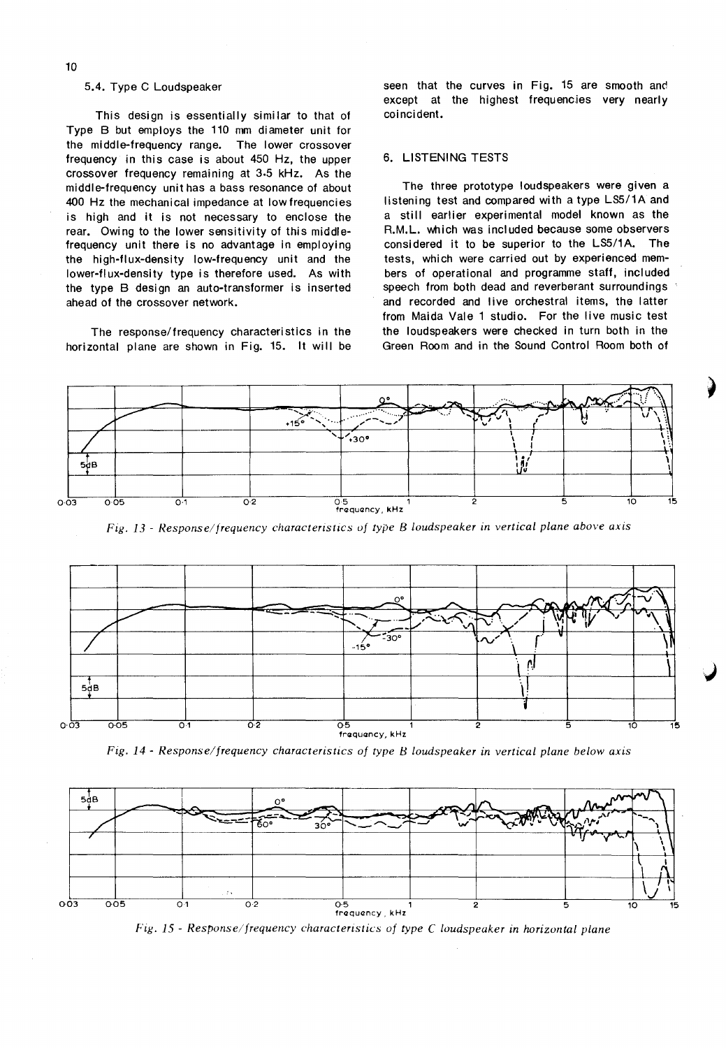### 5.4. Type C Loudspeaker

This design is essentially similar to that of Type B but employs the 110 mm diameter unit for the middle-frequency range. The lower crossover frequency in this case is about 450 Hz, the upper crossover frequency remaining at 3·5 kHz. As the middle-frequency unit has a bass resonance of about 400 Hz the mechanical impedance at low frequencies is high and it is not necessary to enclose the rear. Owing to the lower sensitivity of this middle-frequency unit there is no advantage in employing the high-flux-density low-frequency unit and the lower-flux-density type is therefore used. As with the type B design an auto-transformer is inserted ahead of the crossover network.

The response/frequency characteristics in the horizontal plane are shown in Fig. 15. It will be seen that the curves in Fig. 15 are smooth and except at the highest frequencies very nearly coincident.

## 6. LISTENING TESTS

The three prototype loudspeakers were given a listening test and compared with a type LS5/1A and a still earlier experimental model known as the R.M.L. which was included because some observers considered it to be superior to the LS5/1A. The tests, which were carried out by experienced members of operational and programme staff, included speech from both dead and reverberant surroundings and recorded and live orchestral items, the latter from Maida Vale 1 studio. For the live music test the loudspeakers were checked in turn both in the Green Room and in the Sound Control Room both of

*Fig. 13 - Response/frequency characteristics of type B loudspeaker in vertical plane above axis*

*Fig. 14 - Response/frequency characteristics of type B loudspeaker in vertical plane below axis*

*Fig. 15 - Response/frequency characteristics of type C loudspeaker in horizontal plane*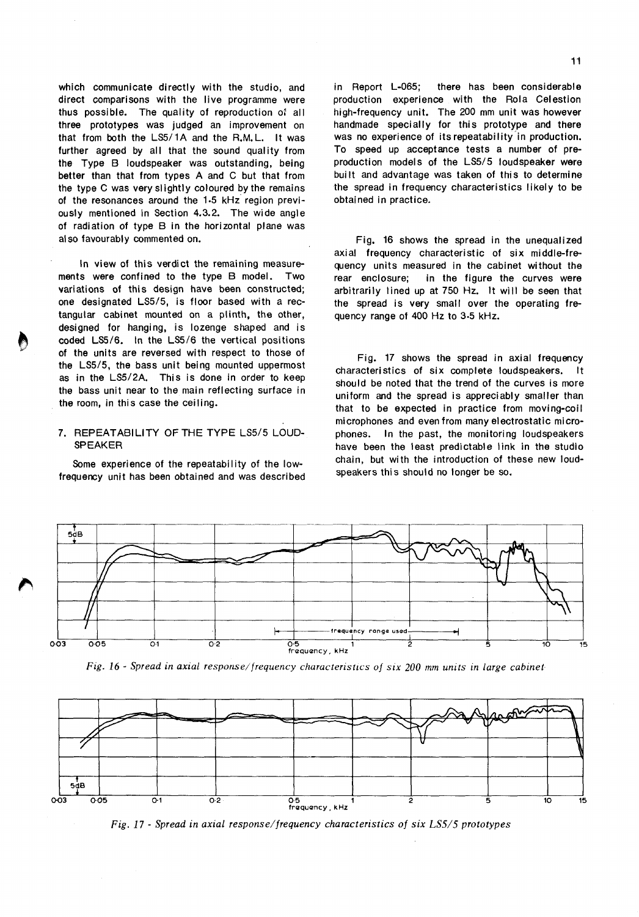which communicate directly with the studio, and direct comparisons with the live programme were thus possible. The quality of reproduction of all three prototypes was judged an improvement on that from both the LS5/1A and the R.M.L. It was further agreed by all that the sound quality from the Type B loudspeaker was outstanding, being better than that from types A and C but that from the type C was very slightly coloured by the remains of the resonances around the 1·5 kHz region previously mentioned in Section 4.3.2. The wide angle of radiation of type B in the horizontal plane was also favourably commented on.

In view of this verdict the remaining measurements were confined to the type B model. Two variations of this design have been constructed; one designated LS5/5, is floor based with a rectangular cabinet mounted on a plinth, the other, designed for hanging, is lozenge shaped and is coded LS5/6. In the LS5/6 the vertical positions of the units are reversed with respect to those of the LS5/5, the bass unit being mounted uppermost as in the LS5/2A. This is done in order to keep the bass unit near to the main reflecting surface in the room, in this case the ceiling.

## 7. REPEATABILITY OF THE TYPE LS5/5 LOUDSPEAKER

Some experience of the repeatability of the low-frequency unit has been obtained and was described in Report L-065; there has been considerable production experience with the Rola Celestion high-frequency unit. The 200 mm unit was however handmade specially for this prototype and there was no experience of its repeatability in production. To speed up acceptance tests a number of pre-production models of the LS5/5 loudspeaker were built and advantage was taken of this to determine the spread in frequency characteristics likely to be obtained in practice.

Fig. 16 shows the spread in the unequalized axial frequency characteristic of six middle-frequency units measured in the cabinet without the rear enclosure; in the figure the curves were arbitrarily lined up at 750 Hz. It will be seen that the spread is very small over the operating frequency range of 400 Hz to 3·5 kHz.

Fig. 17 shows the spread in axial frequency characteristics of six complete loudspeakers. It should be noted that the trend of the curves is more uniform and the spread is appreciably smaller than that to be expected in practice from moving-coil microphones and even from many electrostatic microphones. In the past, the monitoring loudspeakers have been the least predictable link in the studio chain, but with the introduction of these new loudspeakers this should no longer be so.

*Fig. 16 - Spread in axial response/frequency characteristics of six 200 mm units in large cabinet*

*Fig. 17 - Spread in axial response/frequency characteristics of six LS5/5 prototypes*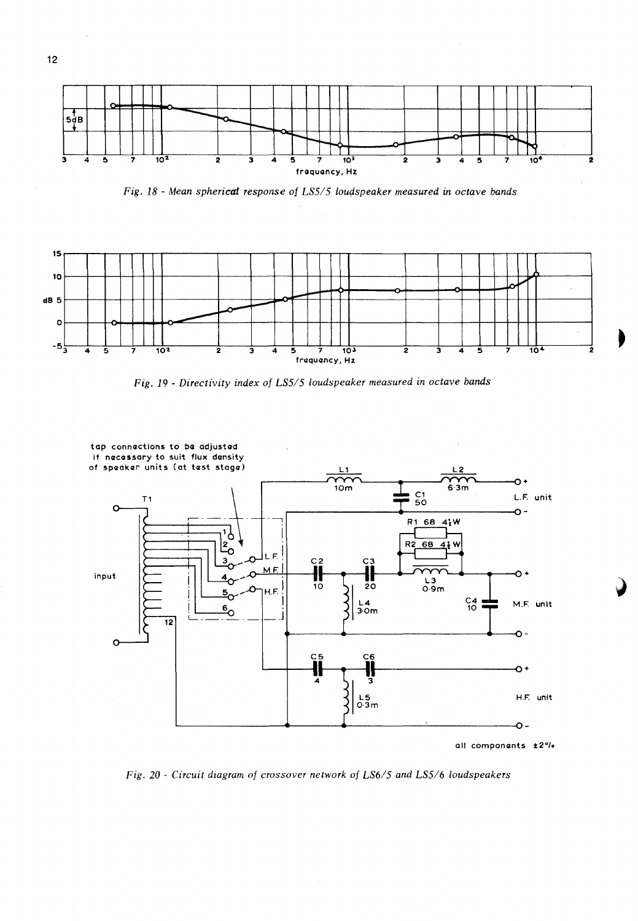*Fig. 18 - Mean spherical response of LS5/5 loudspeaker measured in octave bands*

*Fig. 19 - Directivity index of LS5/5 loudspeaker measured in octave bands*

*Fig. 20 - Circuit diagram of crossover network of LS6/5 and LS5/6 loudspeakers*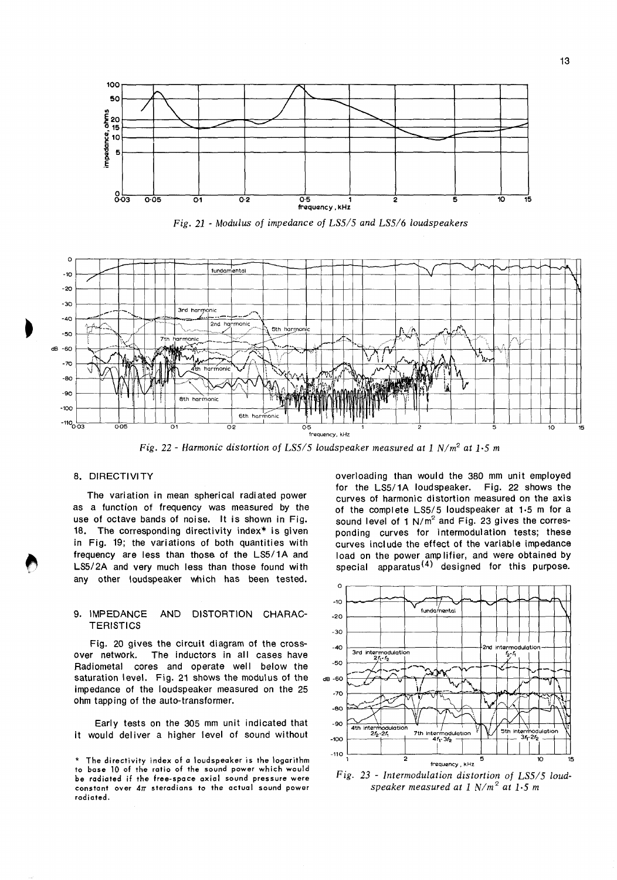Fig. 21 - Modulus of impedance of LS5/5 and LS5/6 loudspeakers

Fig. 22 - Harmonic distortion of LS5/5 loudspeaker measured at 1 N/m² at 1·5 m

## 8. DIRECTIVITY

The variation in mean spherical radiated power as a function of frequency was measured by the use of octave bands of noise. It is shown in Fig. 18. The corresponding directivity index* is given in Fig. 19; the variations of both quantities with frequency are less than those of the LS5/1A and LS5/2A and very much less than those found with any other loudspeaker which has been tested.

## 9. IMPEDANCE AND DISTORTION CHARACTERISTICS

Fig. 20 gives the circuit diagram of the crossover network. The inductors in all cases have Radiometal cores and operate well below the saturation level. Fig. 21 shows the modulus of the impedance of the loudspeaker measured on the 25 ohm tapping of the auto-transformer.

Early tests on the 305 mm unit indicated that it would deliver a higher level of sound without overloading than would the 380 mm unit employed for the LS5/1A loudspeaker. Fig. 22 shows the curves of harmonic distortion measured on the axis of the complete LS5/5 loudspeaker at 1·5 m for a sound level of 1 N/m² and Fig. 23 gives the corresponding curves for intermodulation tests; these curves include the effect of the variable impedance load on the power amplifier, and were obtained by special apparatus[4] designed for this purpose.

Fig. 23 - Intermodulation distortion of LS5/5 loudspeaker measured at 1 N/m² at 1·5 m

\* The directivity index of a loudspeaker is the logarithm to base 10 of the ratio of the sound power which would be radiated if the free-space axial sound pressure were constant over $4\pi$ steradians to the actual sound power radiated.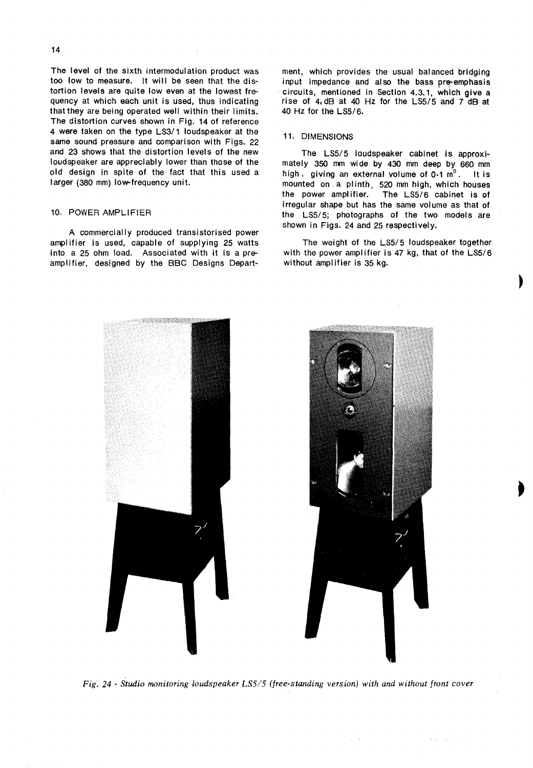The level of the sixth intermodulation product was too low to measure. It will be seen that the distortion levels are quite low even at the lowest frequency at which each unit is used, thus indicating that they are being operated well within their limits. The distortion curves shown in Fig. 14 of reference 4 were taken on the type LS3/1 loudspeaker at the same sound pressure and comparison with Figs. 22 and 23 shows that the distortion levels of the new loudspeaker are appreciably lower than those of the old design in spite of the fact that this used a larger (380 mm) low-frequency unit.

## 10. POWER AMPLIFIER

A commercially produced transistorised power amplifier is used, capable of supplying 25 watts into a 25 ohm load. Associated with it is a preamplifier, designed by the BBC Designs Department, which provides the usual balanced bridging input impedance and also the bass pre-emphasis circuits, mentioned in Section 4.3.1, which give a rise of 4 dB at 40 Hz for the LS5/5 and 7 dB at 40 Hz for the LS5/6.

## 11. DIMENSIONS

The LS5/5 loudspeaker cabinet is approximately 350 mm wide by 430 mm deep by 660 mm high, giving an external volume of $0{\cdot}1\ m^3$. It is mounted on a plinth, 520 mm high, which houses the power amplifier. The LS5/6 cabinet is of irregular shape but has the same volume as that of the LS5/5; photographs of the two models are shown in Figs. 24 and 25 respectively.

The weight of the LS5/5 loudspeaker together with the power amplifier is 47 kg, that of the LS5/6 without amplifier is 35 kg.

*Fig. 24 - Studio monitoring loudspeaker LS5/5 (free-standing version) with and without front cover*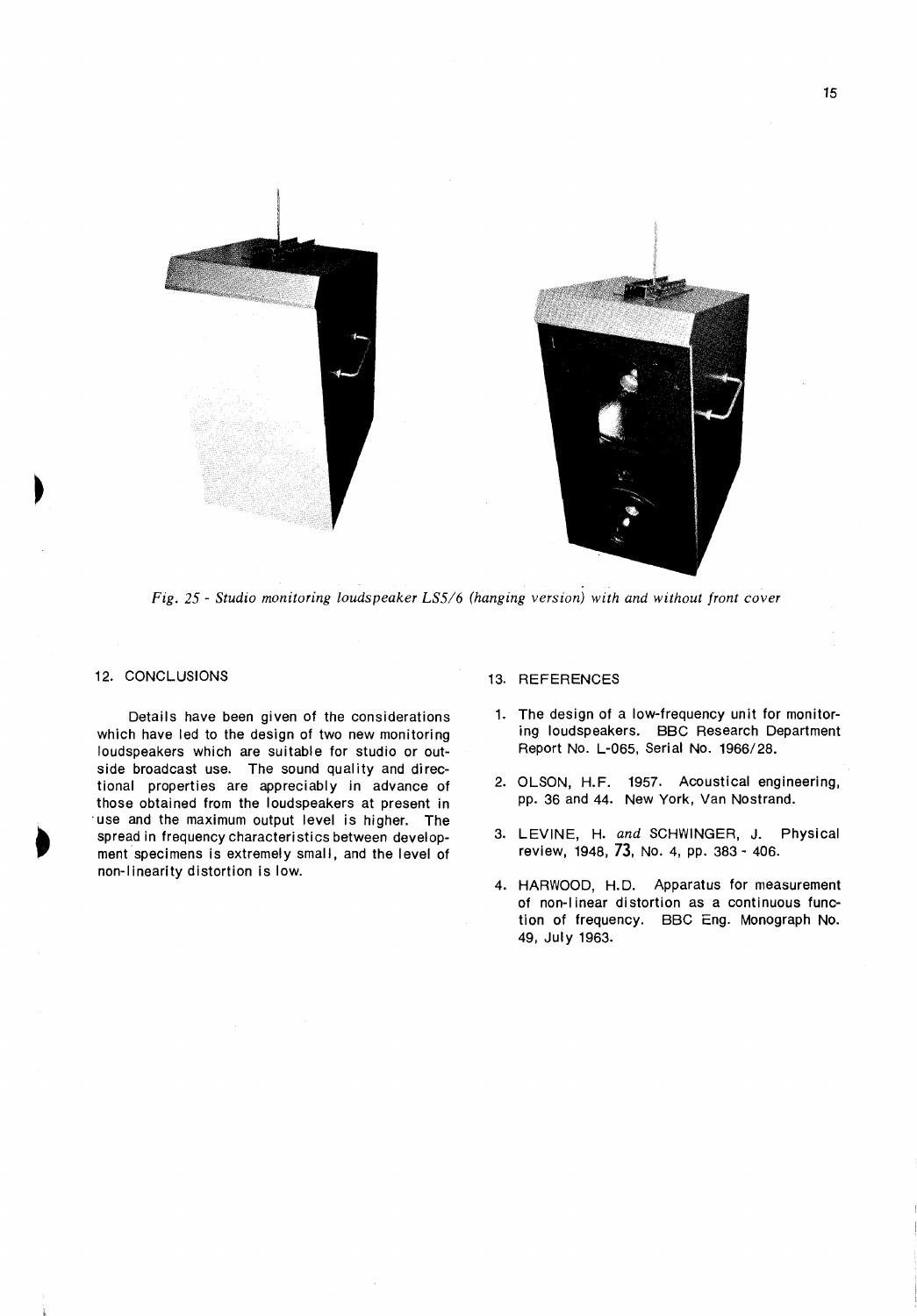*Fig. 25 - Studio monitoring loudspeaker LS5/6 (hanging version) with and without front cover*

## 12. CONCLUSIONS

Details have been given of the considerations which have led to the design of two new monitoring loudspeakers which are suitable for studio or outside broadcast use. The sound quality and directional properties are appreciably in advance of those obtained from the loudspeakers at present in use and the maximum output level is higher. The spread in frequency characteristics between development specimens is extremely small, and the level of non-linearity distortion is low.

## 13. REFERENCES

1. The design of a low-frequency unit for monitoring loudspeakers. BBC Research Department Report No. L-065, Serial No. 1966/28.
2. OLSON, H.F. 1957. Acoustical engineering, pp. 36 and 44. New York, Van Nostrand.
3. LEVINE, H. *and* SCHWINGER, J. Physical review, 1948, **73**, No. 4, pp. 383 - 406.
4. HARWOOD, H.D. Apparatus for measurement of non-linear distortion as a continuous function of frequency. BBC Eng. Monograph No. 49, July 1963.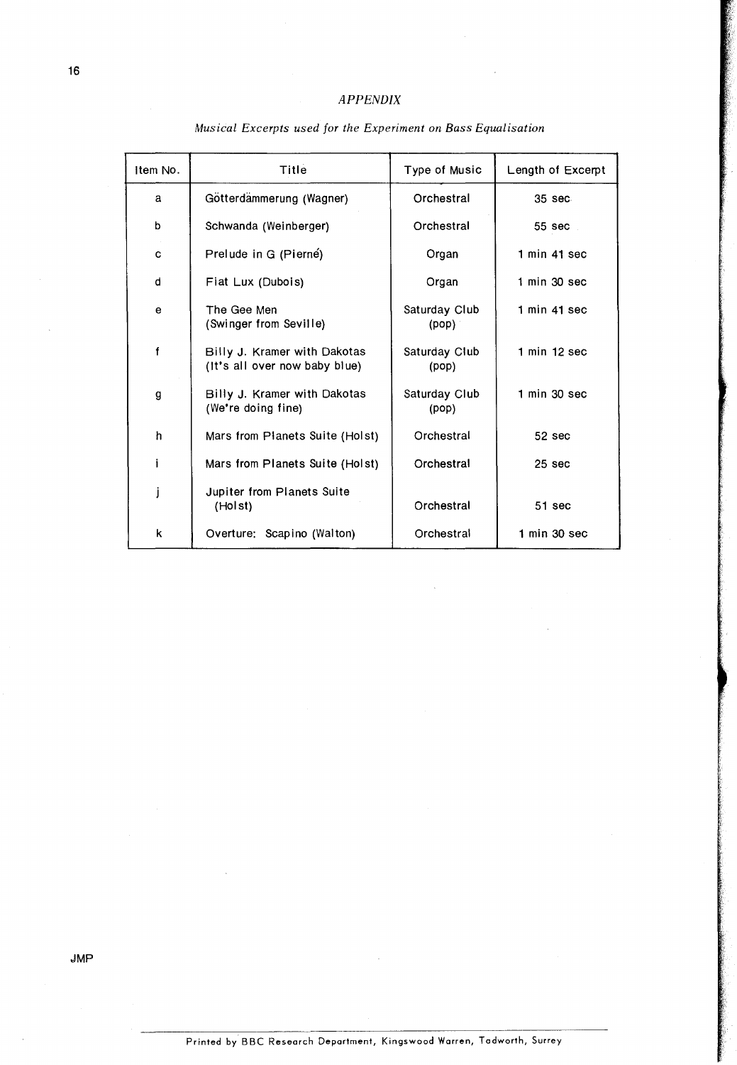## *APPENDIX*

*Musical Excerpts used for the Experiment on Bass Equalisation*

| Item No. | Title | Type of Music | Length of Excerpt |
|---|---|---|---|
| a | Götterdämmerung (Wagner) | Orchestral | 35 sec |
| b | Schwanda (Weinberger) | Orchestral | 55 sec |
| c | Prelude in G (Pierné) | Organ | 1 min 41 sec |
| d | Fiat Lux (Dubois) | Organ | 1 min 30 sec |
| e | The Gee Men (Swinger from Seville) | Saturday Club (pop) | 1 min 41 sec |
| f | Billy J. Kramer with Dakotas (It's all over now baby blue) | Saturday Club (pop) | 1 min 12 sec |
| g | Billy J. Kramer with Dakotas (We're doing fine) | Saturday Club (pop) | 1 min 30 sec |
| h | Mars from Planets Suite (Holst) | Orchestral | 52 sec |
| i | Mars from Planets Suite (Holst) | Orchestral | 25 sec |
| j | Jupiter from Planets Suite (Holst) | Orchestral | 51 sec |
| k | Overture: Scapino (Walton) | Orchestral | 1 min 30 sec |

JMP

Printed by BBC Research Department, Kingswood Warren, Tadworth, Surrey